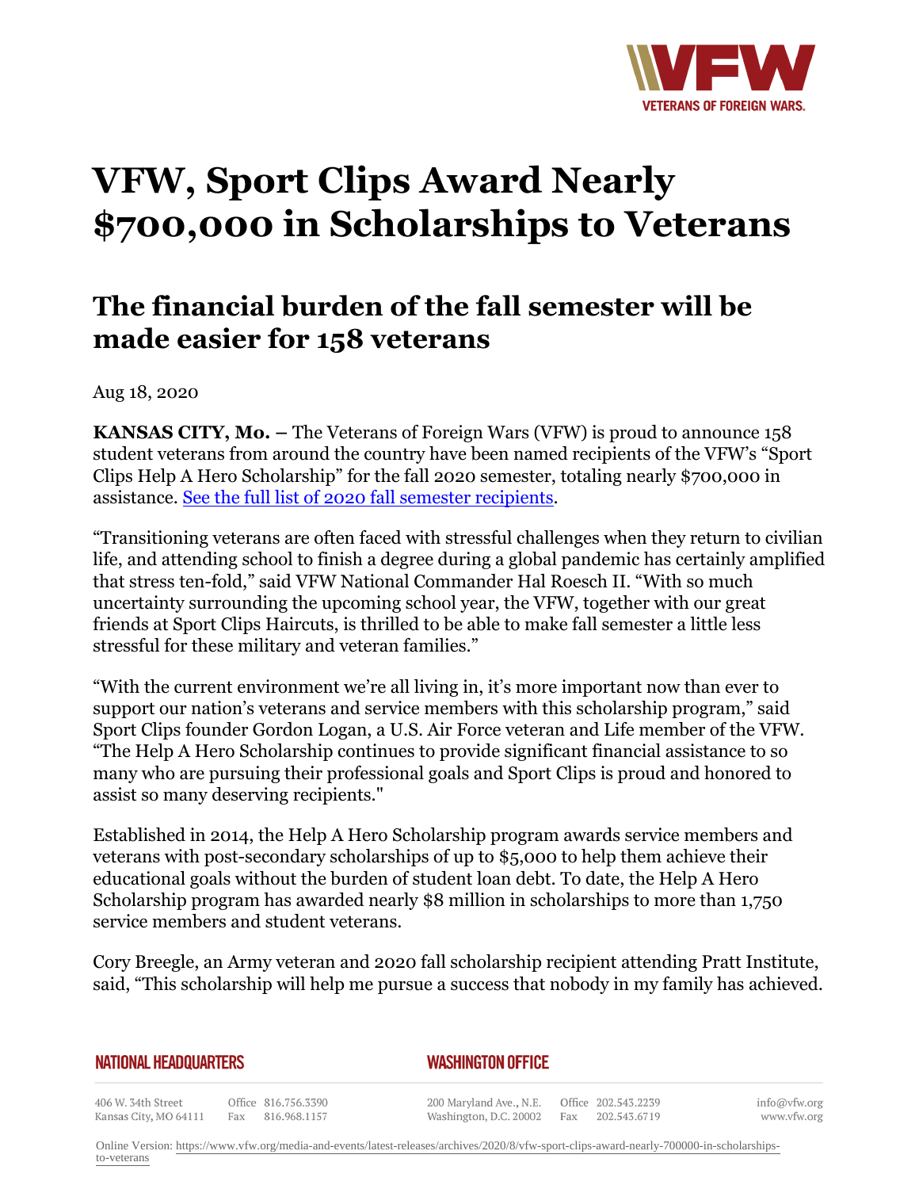# VFW, Sport Clips Award Nearly $700,000 in Scholarships to Veterans

## The financial burden of the fall semester will be made easier for 158 veterans

Aug 18, 2020

**KANSAS CITY, Mo. –** The Veterans of Foreign Wars (VFW) is proud to announce 158 student veterans from around the country have been named recipients of the VFW's "Sport Clips Help A Hero Scholarship" for the fall 2020 semester, totaling nearly $700,000 in assistance. See the full list of 2020 fall semester recipients.

"Transitioning veterans are often faced with stressful challenges when they return to civilian life, and attending school to finish a degree during a global pandemic has certainly amplified that stress ten-fold," said VFW National Commander Hal Roesch II. "With so much uncertainty surrounding the upcoming school year, the VFW, together with our great friends at Sport Clips Haircuts, is thrilled to be able to make fall semester a little less stressful for these military and veteran families."

"With the current environment we're all living in, it's more important now than ever to support our nation's veterans and service members with this scholarship program," said Sport Clips founder Gordon Logan, a U.S. Air Force veteran and Life member of the VFW. "The Help A Hero Scholarship continues to provide significant financial assistance to so many who are pursuing their professional goals and Sport Clips is proud and honored to assist so many deserving recipients."

Established in 2014, the Help A Hero Scholarship program awards service members and veterans with post-secondary scholarships of up to $5,000 to help them achieve their educational goals without the burden of student loan debt. To date, the Help A Hero Scholarship program has awarded nearly $8 million in scholarships to more than 1,750 service members and student veterans.

Cory Breegle, an Army veteran and 2020 fall scholarship recipient attending Pratt Institute, said, "This scholarship will help me pursue a success that nobody in my family has achieved.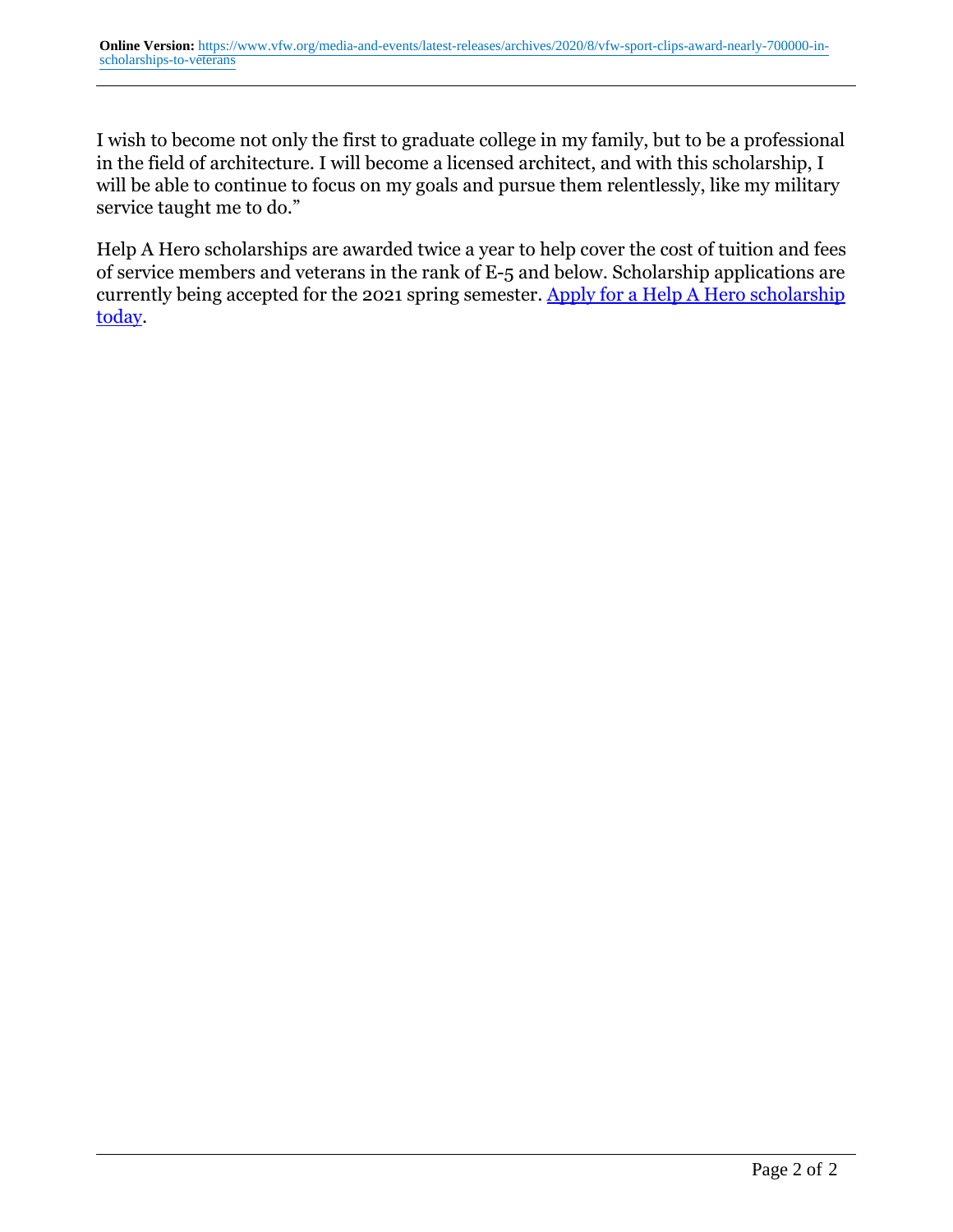I wish to become not only the first to graduate college in my family, but to be a professional in the field of architecture. I will become a licensed architect, and with this scholarship, I will be able to continue to focus on my goals and pursue them relentlessly, like my military service taught me to do."

Help A Hero scholarships are awarded twice a year to help cover the cost of tuition and fees of service members and veterans in the rank of E-5 and below. Scholarship applications are currently being accepted for the 2021 spring semester. Apply for a Help A Hero scholarship today.